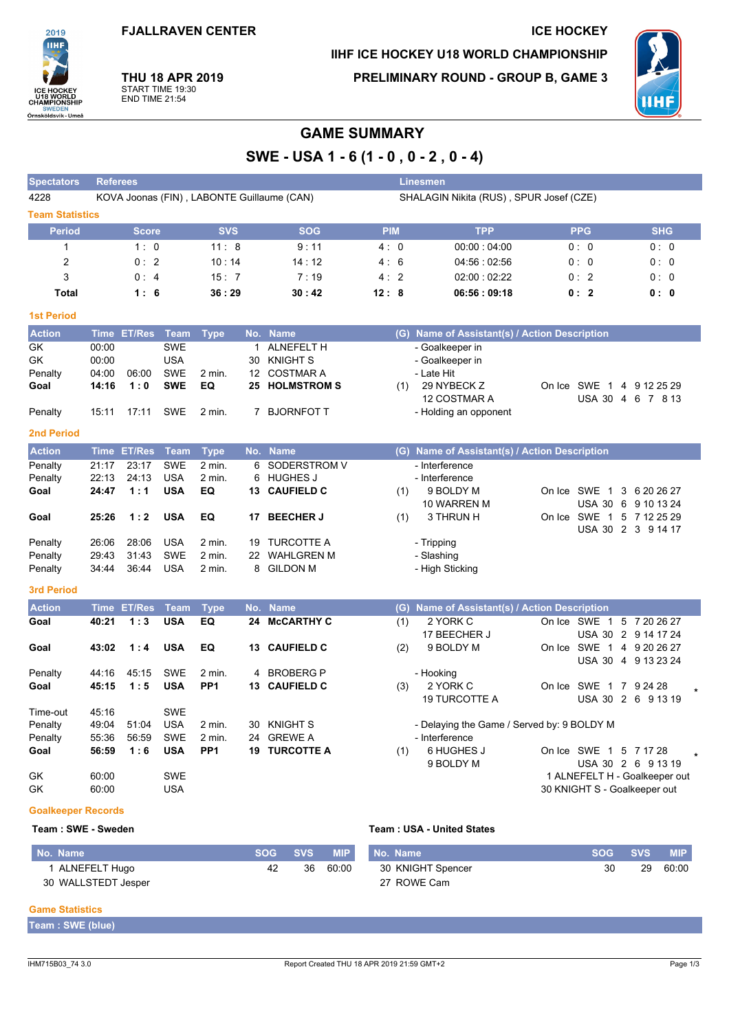FJALLRAVEN CENTER

ICE HOCKEY

IIHF ICE HOCKEY U18 WORLD CHAMPIONSHIP

**THU 18 APR 2019**
START TIME 19:30
END TIME 21:54

PRELIMINARY ROUND - GROUP B, GAME 3

# GAME SUMMARY

## SWE - USA 1 - 6 (1 - 0 , 0 - 2 , 0 - 4)

| Spectators | Referees | Linesmen |
|---|---|---|
| 4228 | KOVA Joonas (FIN) , LABONTE Guillaume (CAN) | SHALAGIN Nikita (RUS) , SPUR Josef (CZE) |

### Team Statistics

| Period | Score | SVS | SOG | PIM | TPP | PPG | SHG |
|---|---|---|---|---|---|---|---|
| 1 | 1 : 0 | 11 : 8 | 9 : 11 | 4 : 0 | 00:00 : 04:00 | 0 : 0 | 0 : 0 |
| 2 | 0 : 2 | 10 : 14 | 14 : 12 | 4 : 6 | 04:56 : 02:56 | 0 : 0 | 0 : 0 |
| 3 | 0 : 4 | 15 : 7 | 7 : 19 | 4 : 2 | 02:00 : 02:22 | 0 : 2 | 0 : 0 |
| **Total** | **1 : 6** | **36 : 29** | **30 : 42** | **12 : 8** | **06:56 : 09:18** | **0 : 2** | **0 : 0** |

### 1st Period

| Action | Time | ET/Res | Team | Type | No. | Name | (G) | Name of Assistant(s) / Action Description | On Ice |
|---|---|---|---|---|---|---|---|---|---|
| GK | 00:00 | | SWE | | 1 | ALNEFELT H | | - Goalkeeper in | |
| GK | 00:00 | | USA | | 30 | KNIGHT S | | - Goalkeeper in | |
| Penalty | 04:00 | 06:00 | SWE | 2 min. | 12 | COSTMAR A | | - Late Hit | |
| **Goal** | **14:16** | **1 : 0** | **SWE** | **EQ** | **25** | **HOLMSTROM S** | (1) | 29 NYBECK Z<br>12 COSTMAR A | SWE 1 4 9 12 25 29<br>USA 30 4 6 7 8 13 |
| Penalty | 15:11 | 17:11 | SWE | 2 min. | 7 | BJORNFOT T | | - Holding an opponent | |

### 2nd Period

| Action | Time | ET/Res | Team | Type | No. | Name | (G) | Name of Assistant(s) / Action Description | On Ice |
|---|---|---|---|---|---|---|---|---|---|
| Penalty | 21:17 | 23:17 | SWE | 2 min. | 6 | SODERSTROM V | | - Interference | |
| Penalty | 22:13 | 24:13 | USA | 2 min. | 6 | HUGHES J | | - Interference | |
| **Goal** | **24:47** | **1 : 1** | **USA** | **EQ** | **13** | **CAUFIELD C** | (1) | 9 BOLDY M<br>10 WARREN M | SWE 1 3 6 20 26 27<br>USA 30 6 9 10 13 24 |
| **Goal** | **25:26** | **1 : 2** | **USA** | **EQ** | **17** | **BEECHER J** | (1) | 3 THRUN H | SWE 1 5 7 12 25 29<br>USA 30 2 3 9 14 17 |
| Penalty | 26:06 | 28:06 | USA | 2 min. | 19 | TURCOTTE A | | - Tripping | |
| Penalty | 29:43 | 31:43 | SWE | 2 min. | 22 | WAHLGREN M | | - Slashing | |
| Penalty | 34:44 | 36:44 | USA | 2 min. | 8 | GILDON M | | - High Sticking | |

### 3rd Period

| Action | Time | ET/Res | Team | Type | No. | Name | (G) | Name of Assistant(s) / Action Description | On Ice |
|---|---|---|---|---|---|---|---|---|---|
| **Goal** | **40:21** | **1 : 3** | **USA** | **EQ** | **24** | **McCARTHY C** | (1) | 2 YORK C<br>17 BEECHER J | SWE 1 5 7 20 26 27<br>USA 30 2 9 14 17 24 |
| **Goal** | **43:02** | **1 : 4** | **USA** | **EQ** | **13** | **CAUFIELD C** | (2) | 9 BOLDY M | SWE 1 4 9 20 26 27<br>USA 30 4 9 13 23 24 |
| Penalty | 44:16 | 45:15 | SWE | 2 min. | 4 | BROBERG P | | - Hooking | |
| **Goal** | **45:15** | **1 : 5** | **USA** | **PP1** | **13** | **CAUFIELD C** | (3) | 2 YORK C<br>19 TURCOTTE A | SWE 1 7 9 24 28 *<br>USA 30 2 6 9 13 19 |
| Time-out | 45:16 | | SWE | | | | | | |
| Penalty | 49:04 | 51:04 | USA | 2 min. | 30 | KNIGHT S | | - Delaying the Game / Served by: 9 BOLDY M | |
| Penalty | 55:36 | 56:59 | SWE | 2 min. | 24 | GREWE A | | - Interference | |
| **Goal** | **56:59** | **1 : 6** | **USA** | **PP1** | **19** | **TURCOTTE A** | (1) | 6 HUGHES J<br>9 BOLDY M | SWE 1 5 7 17 28 *<br>USA 30 2 6 9 13 19 |
| GK | 60:00 | | SWE | | | | | 1 ALNEFELT H - Goalkeeper out | |
| GK | 60:00 | | USA | | | | | 30 KNIGHT S - Goalkeeper out | |

### Goalkeeper Records

**Team : SWE - Sweden**

| No. | Name | SOG | SVS | MIP |
|---|---|---|---|---|
| 1 | ALNEFELT Hugo | 42 | 36 | 60:00 |
| 30 | WALLSTEDT Jesper | | | |

**Team : USA - United States**

| No. | Name | SOG | SVS | MIP |
|---|---|---|---|---|
| 30 | KNIGHT Spencer | 30 | 29 | 60:00 |
| 27 | ROWE Cam | | | |

### Game Statistics

**Team : SWE (blue)**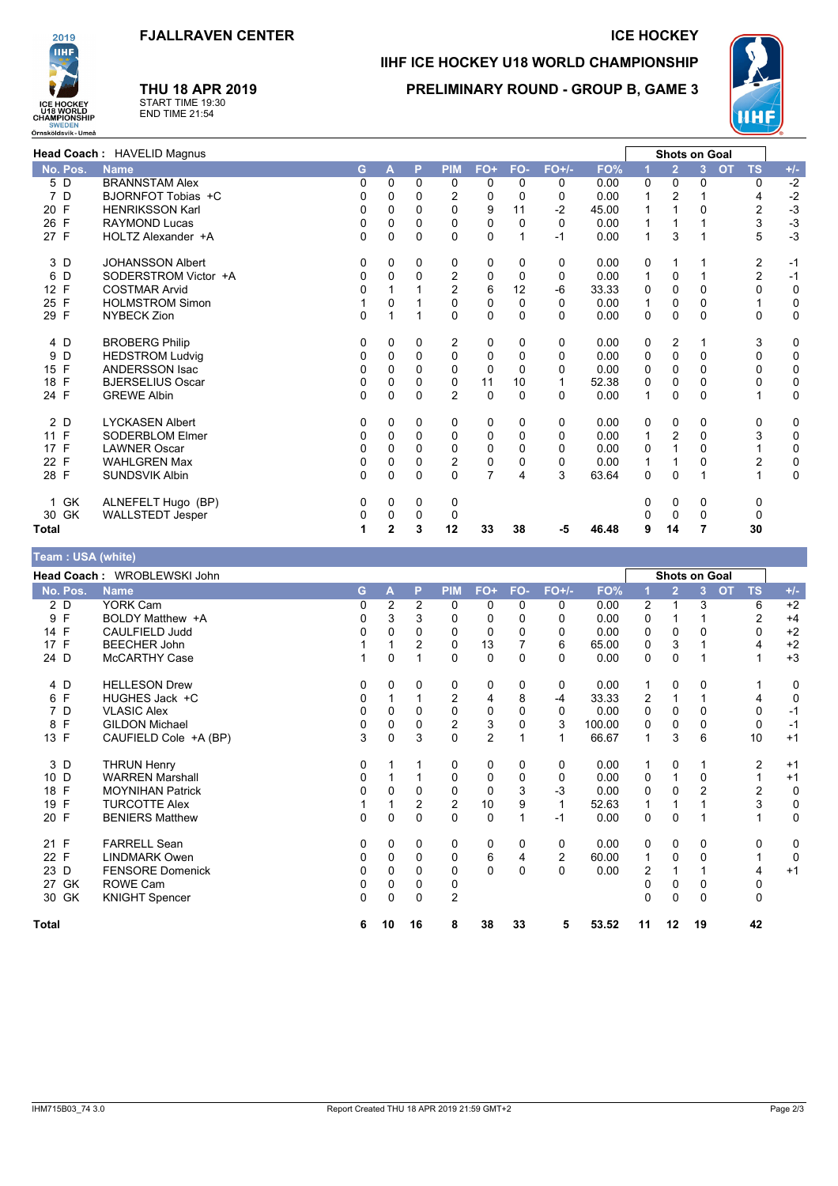# FJALLRAVEN CENTER

# ICE HOCKEY

## IIHF ICE HOCKEY U18 WORLD CHAMPIONSHIP

## PRELIMINARY ROUND - GROUP B, GAME 3

**THU 18 APR 2019**
START TIME 19:30
END TIME 21:54

**Head Coach :** HAVELID Magnus

| No. | Pos. | Name | G | A | P | PIM | FO+ | FO- | FO+/- | FO% | 1 | 2 | 3 | OT | TS | +/- |
|---|---|---|---|---|---|---|---|---|---|---|---|---|---|---|---|---|
| 5 | D | BRANNSTAM Alex | 0 | 0 | 0 | 0 | 0 | 0 | 0 | 0.00 | 0 | 0 | 0 | | 0 | -2 |
| 7 | D | BJORNFOT Tobias +C | 0 | 0 | 0 | 2 | 0 | 0 | 0 | 0.00 | 1 | 2 | 1 | | 4 | -2 |
| 20 | F | HENRIKSSON Karl | 0 | 0 | 0 | 0 | 9 | 11 | -2 | 45.00 | 1 | 1 | 0 | | 2 | -3 |
| 26 | F | RAYMOND Lucas | 0 | 0 | 0 | 0 | 0 | 0 | 0 | 0.00 | 1 | 1 | 1 | | 3 | -3 |
| 27 | F | HOLTZ Alexander +A | 0 | 0 | 0 | 0 | 0 | 1 | -1 | 0.00 | 1 | 3 | 1 | | 5 | -3 |
| 3 | D | JOHANSSON Albert | 0 | 0 | 0 | 0 | 0 | 0 | 0 | 0.00 | 0 | 1 | 1 | | 2 | -1 |
| 6 | D | SODERSTROM Victor +A | 0 | 0 | 0 | 2 | 0 | 0 | 0 | 0.00 | 1 | 0 | 1 | | 2 | -1 |
| 12 | F | COSTMAR Arvid | 0 | 1 | 1 | 2 | 6 | 12 | -6 | 33.33 | 0 | 0 | 0 | | 0 | 0 |
| 25 | F | HOLMSTROM Simon | 1 | 0 | 1 | 0 | 0 | 0 | 0 | 0.00 | 1 | 0 | 0 | | 1 | 0 |
| 29 | F | NYBECK Zion | 0 | 1 | 1 | 0 | 0 | 0 | 0 | 0.00 | 0 | 0 | 0 | | 0 | 0 |
| 4 | D | BROBERG Philip | 0 | 0 | 0 | 2 | 0 | 0 | 0 | 0.00 | 0 | 2 | 1 | | 3 | 0 |
| 9 | D | HEDSTROM Ludvig | 0 | 0 | 0 | 0 | 0 | 0 | 0 | 0.00 | 0 | 0 | 0 | | 0 | 0 |
| 15 | F | ANDERSSON Isac | 0 | 0 | 0 | 0 | 0 | 0 | 0 | 0.00 | 0 | 0 | 0 | | 0 | 0 |
| 18 | F | BJERSELIUS Oscar | 0 | 0 | 0 | 0 | 11 | 10 | 1 | 52.38 | 0 | 0 | 0 | | 0 | 0 |
| 24 | F | GREWE Albin | 0 | 0 | 0 | 2 | 0 | 0 | 0 | 0.00 | 1 | 0 | 0 | | 1 | 0 |
| 2 | D | LYCKASEN Albert | 0 | 0 | 0 | 0 | 0 | 0 | 0 | 0.00 | 0 | 0 | 0 | | 0 | 0 |
| 11 | F | SODERBLOM Elmer | 0 | 0 | 0 | 0 | 0 | 0 | 0 | 0.00 | 1 | 2 | 0 | | 3 | 0 |
| 17 | F | LAWNER Oscar | 0 | 0 | 0 | 0 | 0 | 0 | 0 | 0.00 | 0 | 1 | 0 | | 1 | 0 |
| 22 | F | WAHLGREN Max | 0 | 0 | 0 | 2 | 0 | 0 | 0 | 0.00 | 1 | 1 | 0 | | 2 | 0 |
| 28 | F | SUNDSVIK Albin | 0 | 0 | 0 | 0 | 7 | 4 | 3 | 63.64 | 0 | 0 | 1 | | 1 | 0 |
| 1 | GK | ALNEFELT Hugo (BP) | 0 | 0 | 0 | 0 | | | | | 0 | 0 | 0 | | 0 | |
| 30 | GK | WALLSTEDT Jesper | 0 | 0 | 0 | 0 | | | | | 0 | 0 | 0 | | 0 | |
| **Total** | | | **1** | **2** | **3** | **12** | **33** | **38** | **-5** | **46.48** | **9** | **14** | **7** | | **30** | |

## Team : USA (white)

**Head Coach :** WROBLEWSKI John

| No. | Pos. | Name | G | A | P | PIM | FO+ | FO- | FO+/- | FO% | 1 | 2 | 3 | OT | TS | +/- |
|---|---|---|---|---|---|---|---|---|---|---|---|---|---|---|---|---|
| 2 | D | YORK Cam | 0 | 2 | 2 | 0 | 0 | 0 | 0 | 0.00 | 2 | 1 | 3 | | 6 | +2 |
| 9 | F | BOLDY Matthew +A | 0 | 3 | 3 | 0 | 0 | 0 | 0 | 0.00 | 0 | 1 | 1 | | 2 | +4 |
| 14 | F | CAULFIELD Judd | 0 | 0 | 0 | 0 | 0 | 0 | 0 | 0.00 | 0 | 0 | 0 | | 0 | +2 |
| 17 | F | BEECHER John | 1 | 1 | 2 | 0 | 13 | 7 | 6 | 65.00 | 0 | 3 | 1 | | 4 | +2 |
| 24 | D | McCARTHY Case | 1 | 0 | 1 | 0 | 0 | 0 | 0 | 0.00 | 0 | 0 | 1 | | 1 | +3 |
| 4 | D | HELLESON Drew | 0 | 0 | 0 | 0 | 0 | 0 | 0 | 0.00 | 1 | 0 | 0 | | 1 | 0 |
| 6 | F | HUGHES Jack +C | 0 | 1 | 1 | 2 | 4 | 8 | -4 | 33.33 | 2 | 1 | 1 | | 4 | 0 |
| 7 | D | VLASIC Alex | 0 | 0 | 0 | 0 | 0 | 0 | 0 | 0.00 | 0 | 0 | 0 | | 0 | -1 |
| 8 | F | GILDON Michael | 0 | 0 | 0 | 2 | 3 | 0 | 3 | 100.00 | 0 | 0 | 0 | | 0 | -1 |
| 13 | F | CAUFIELD Cole +A (BP) | 3 | 0 | 3 | 0 | 2 | 1 | 1 | 66.67 | 1 | 3 | 6 | | 10 | +1 |
| 3 | D | THRUN Henry | 0 | 1 | 1 | 0 | 0 | 0 | 0 | 0.00 | 1 | 0 | 1 | | 2 | +1 |
| 10 | D | WARREN Marshall | 0 | 1 | 1 | 0 | 0 | 0 | 0 | 0.00 | 0 | 1 | 0 | | 1 | +1 |
| 18 | F | MOYNIHAN Patrick | 0 | 0 | 0 | 0 | 0 | 3 | -3 | 0.00 | 0 | 0 | 2 | | 2 | 0 |
| 19 | F | TURCOTTE Alex | 1 | 1 | 2 | 2 | 10 | 9 | 1 | 52.63 | 1 | 1 | 1 | | 3 | 0 |
| 20 | F | BENIERS Matthew | 0 | 0 | 0 | 0 | 0 | 1 | -1 | 0.00 | 0 | 0 | 1 | | 1 | 0 |
| 21 | F | FARRELL Sean | 0 | 0 | 0 | 0 | 0 | 0 | 0 | 0.00 | 0 | 0 | 0 | | 0 | 0 |
| 22 | F | LINDMARK Owen | 0 | 0 | 0 | 0 | 6 | 4 | 2 | 60.00 | 1 | 0 | 0 | | 1 | 0 |
| 23 | D | FENSORE Domenick | 0 | 0 | 0 | 0 | 0 | 0 | 0 | 0.00 | 2 | 1 | 1 | | 4 | +1 |
| 27 | GK | ROWE Cam | 0 | 0 | 0 | 0 | | | | | 0 | 0 | 0 | | 0 | |
| 30 | GK | KNIGHT Spencer | 0 | 0 | 0 | 2 | | | | | 0 | 0 | 0 | | 0 | |
| **Total** | | | **6** | **10** | **16** | **8** | **38** | **33** | **5** | **53.52** | **11** | **12** | **19** | | **42** | |

IHM715B03_74 3.0 — Report Created THU 18 APR 2019 21:59 GMT+2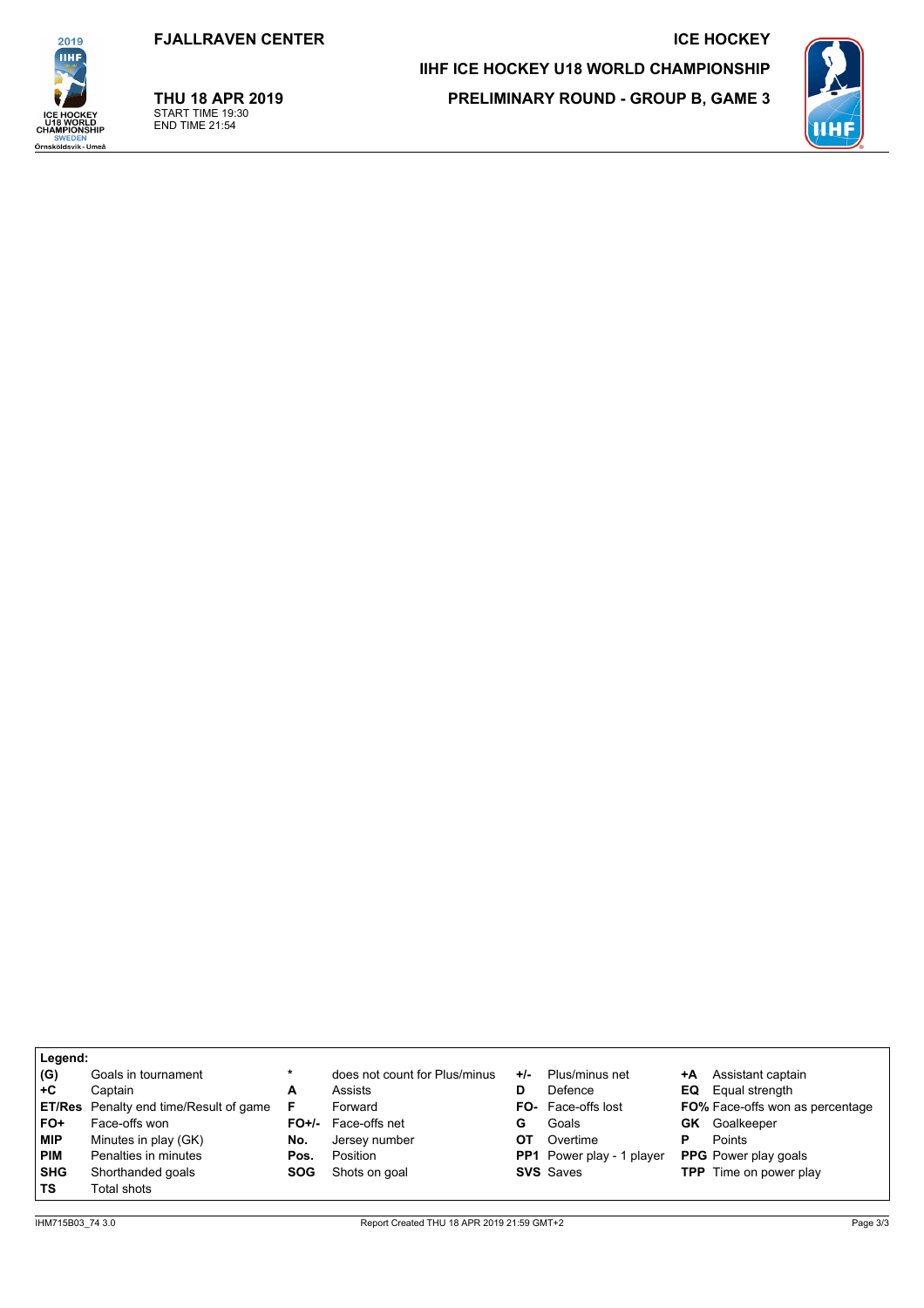FJALLRAVEN CENTER

ICE HOCKEY

IIHF ICE HOCKEY U18 WORLD CHAMPIONSHIP

PRELIMINARY ROUND - GROUP B, GAME 3

**THU 18 APR 2019**
START TIME 19:30
END TIME 21:54

**Legend:**

| | | | | | | | |
|---|---|---|---|---|---|---|---|
| **(G)** | Goals in tournament | * | does not count for Plus/minus | **+/-** | Plus/minus net | **+A** | Assistant captain |
| **+C** | Captain | **A** | Assists | **D** | Defence | **EQ** | Equal strength |
| **ET/Res** | Penalty end time/Result of game | **F** | Forward | **FO-** | Face-offs lost | **FO%** | Face-offs won as percentage |
| **FO+** | Face-offs won | **FO+/-** | Face-offs net | **G** | Goals | **GK** | Goalkeeper |
| **MIP** | Minutes in play (GK) | **No.** | Jersey number | **OT** | Overtime | **P** | Points |
| **PIM** | Penalties in minutes | **Pos.** | Position | **PP1** | Power play - 1 player | **PPG** | Power play goals |
| **SHG** | Shorthanded goals | **SOG** | Shots on goal | **SVS** | Saves | **TPP** | Time on power play |
| **TS** | Total shots | | | | | | |

IHM715B03_74 3.0

Report Created THU 18 APR 2019 21:59 GMT+2